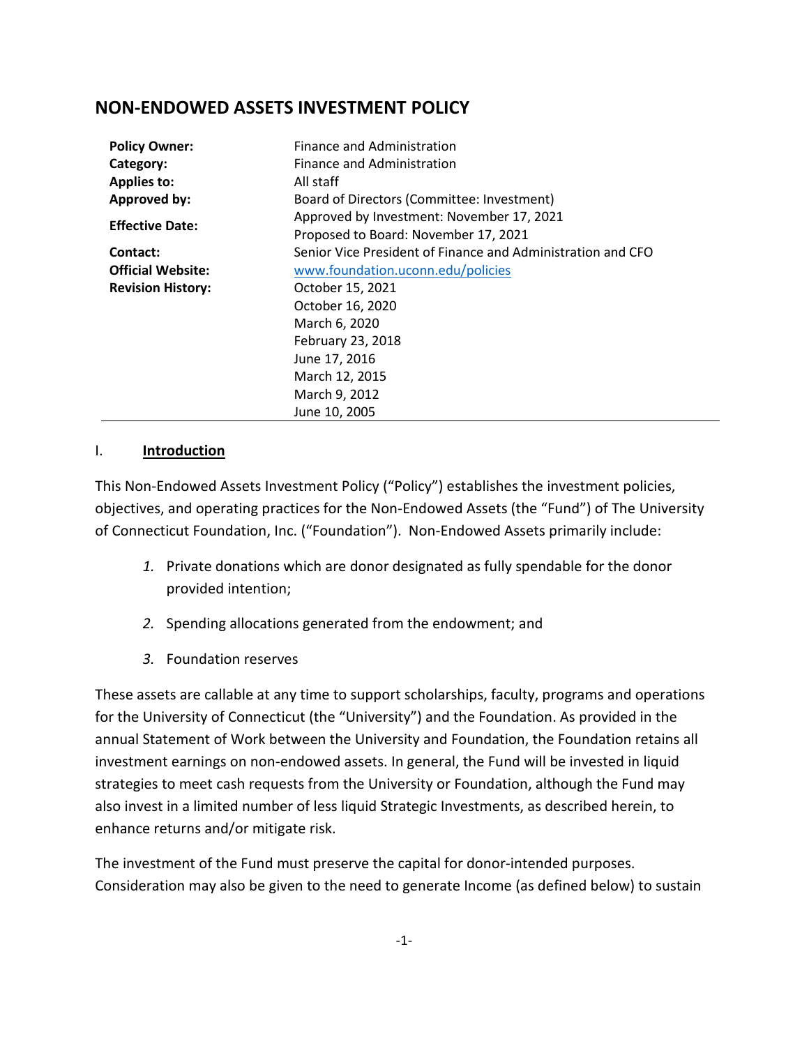# NON-ENDOWED ASSETS INVESTMENT POLICY

| | |
|---|---|
| **Policy Owner:** | Finance and Administration |
| **Category:** | Finance and Administration |
| **Applies to:** | All staff |
| **Approved by:** | Board of Directors (Committee: Investment) |
| **Effective Date:** | Approved by Investment: November 17, 2021<br>Proposed to Board: November 17, 2021 |
| **Contact:** | Senior Vice President of Finance and Administration and CFO |
| **Official Website:** | [www.foundation.uconn.edu/policies](www.foundation.uconn.edu/policies) |
| **Revision History:** | October 15, 2021<br>October 16, 2020<br>March 6, 2020<br>February 23, 2018<br>June 17, 2016<br>March 12, 2015<br>March 9, 2012<br>June 10, 2005 |

## I. Introduction

This Non-Endowed Assets Investment Policy ("Policy") establishes the investment policies, objectives, and operating practices for the Non-Endowed Assets (the "Fund") of The University of Connecticut Foundation, Inc. ("Foundation"). Non-Endowed Assets primarily include:

1. Private donations which are donor designated as fully spendable for the donor provided intention;
2. Spending allocations generated from the endowment; and
3. Foundation reserves

These assets are callable at any time to support scholarships, faculty, programs and operations for the University of Connecticut (the "University") and the Foundation. As provided in the annual Statement of Work between the University and Foundation, the Foundation retains all investment earnings on non-endowed assets. In general, the Fund will be invested in liquid strategies to meet cash requests from the University or Foundation, although the Fund may also invest in a limited number of less liquid Strategic Investments, as described herein, to enhance returns and/or mitigate risk.

The investment of the Fund must preserve the capital for donor-intended purposes. Consideration may also be given to the need to generate Income (as defined below) to sustain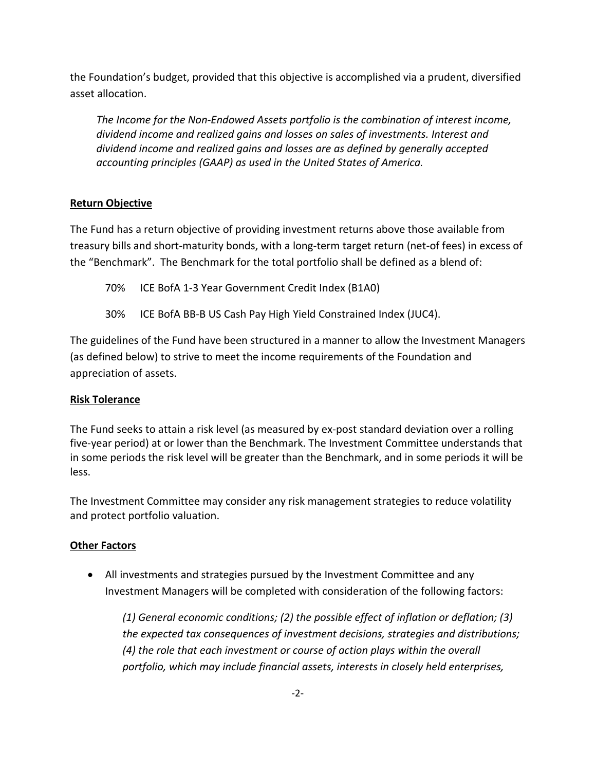the Foundation's budget, provided that this objective is accomplished via a prudent, diversified asset allocation.

> *The Income for the Non-Endowed Assets portfolio is the combination of interest income, dividend income and realized gains and losses on sales of investments. Interest and dividend income and realized gains and losses are as defined by generally accepted accounting principles (GAAP) as used in the United States of America.*

**<u>Return Objective</u>**

The Fund has a return objective of providing investment returns above those available from treasury bills and short-maturity bonds, with a long-term target return (net-of fees) in excess of the "Benchmark". The Benchmark for the total portfolio shall be defined as a blend of:

- 70% ICE BofA 1-3 Year Government Credit Index (B1A0)
- 30% ICE BofA BB-B US Cash Pay High Yield Constrained Index (JUC4).

The guidelines of the Fund have been structured in a manner to allow the Investment Managers (as defined below) to strive to meet the income requirements of the Foundation and appreciation of assets.

**<u>Risk Tolerance</u>**

The Fund seeks to attain a risk level (as measured by ex-post standard deviation over a rolling five-year period) at or lower than the Benchmark. The Investment Committee understands that in some periods the risk level will be greater than the Benchmark, and in some periods it will be less.

The Investment Committee may consider any risk management strategies to reduce volatility and protect portfolio valuation.

**<u>Other Factors</u>**

- All investments and strategies pursued by the Investment Committee and any Investment Managers will be completed with consideration of the following factors:

  *(1) General economic conditions; (2) the possible effect of inflation or deflation; (3) the expected tax consequences of investment decisions, strategies and distributions; (4) the role that each investment or course of action plays within the overall portfolio, which may include financial assets, interests in closely held enterprises,*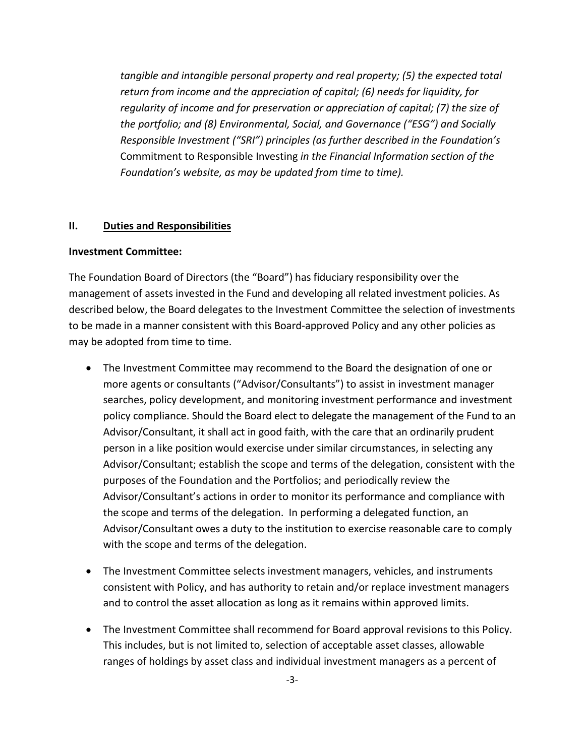*tangible and intangible personal property and real property; (5) the expected total return from income and the appreciation of capital; (6) needs for liquidity, for regularity of income and for preservation or appreciation of capital; (7) the size of the portfolio; and (8) Environmental, Social, and Governance ("ESG") and Socially Responsible Investment ("SRI") principles (as further described in the Foundation's* Commitment to Responsible Investing *in the Financial Information section of the Foundation's website, as may be updated from time to time).*

## II. Duties and Responsibilities

**Investment Committee:**

The Foundation Board of Directors (the "Board") has fiduciary responsibility over the management of assets invested in the Fund and developing all related investment policies. As described below, the Board delegates to the Investment Committee the selection of investments to be made in a manner consistent with this Board-approved Policy and any other policies as may be adopted from time to time.

- The Investment Committee may recommend to the Board the designation of one or more agents or consultants ("Advisor/Consultants") to assist in investment manager searches, policy development, and monitoring investment performance and investment policy compliance. Should the Board elect to delegate the management of the Fund to an Advisor/Consultant, it shall act in good faith, with the care that an ordinarily prudent person in a like position would exercise under similar circumstances, in selecting any Advisor/Consultant; establish the scope and terms of the delegation, consistent with the purposes of the Foundation and the Portfolios; and periodically review the Advisor/Consultant's actions in order to monitor its performance and compliance with the scope and terms of the delegation. In performing a delegated function, an Advisor/Consultant owes a duty to the institution to exercise reasonable care to comply with the scope and terms of the delegation.

- The Investment Committee selects investment managers, vehicles, and instruments consistent with Policy, and has authority to retain and/or replace investment managers and to control the asset allocation as long as it remains within approved limits.

- The Investment Committee shall recommend for Board approval revisions to this Policy. This includes, but is not limited to, selection of acceptable asset classes, allowable ranges of holdings by asset class and individual investment managers as a percent of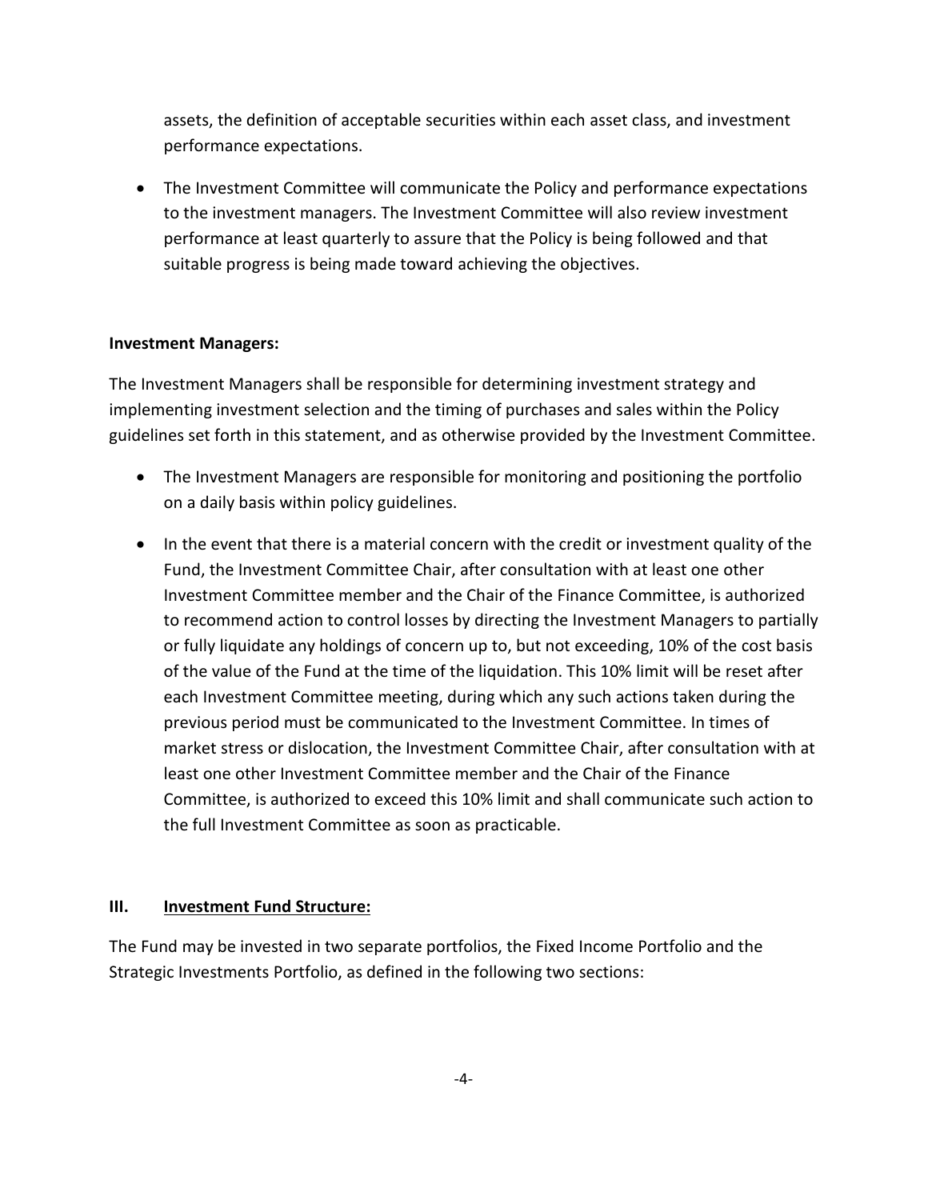assets, the definition of acceptable securities within each asset class, and investment performance expectations.

- The Investment Committee will communicate the Policy and performance expectations to the investment managers. The Investment Committee will also review investment performance at least quarterly to assure that the Policy is being followed and that suitable progress is being made toward achieving the objectives.

**Investment Managers:**

The Investment Managers shall be responsible for determining investment strategy and implementing investment selection and the timing of purchases and sales within the Policy guidelines set forth in this statement, and as otherwise provided by the Investment Committee.

- The Investment Managers are responsible for monitoring and positioning the portfolio on a daily basis within policy guidelines.
- In the event that there is a material concern with the credit or investment quality of the Fund, the Investment Committee Chair, after consultation with at least one other Investment Committee member and the Chair of the Finance Committee, is authorized to recommend action to control losses by directing the Investment Managers to partially or fully liquidate any holdings of concern up to, but not exceeding, 10% of the cost basis of the value of the Fund at the time of the liquidation. This 10% limit will be reset after each Investment Committee meeting, during which any such actions taken during the previous period must be communicated to the Investment Committee. In times of market stress or dislocation, the Investment Committee Chair, after consultation with at least one other Investment Committee member and the Chair of the Finance Committee, is authorized to exceed this 10% limit and shall communicate such action to the full Investment Committee as soon as practicable.

## III. <u>Investment Fund Structure:</u>

The Fund may be invested in two separate portfolios, the Fixed Income Portfolio and the Strategic Investments Portfolio, as defined in the following two sections: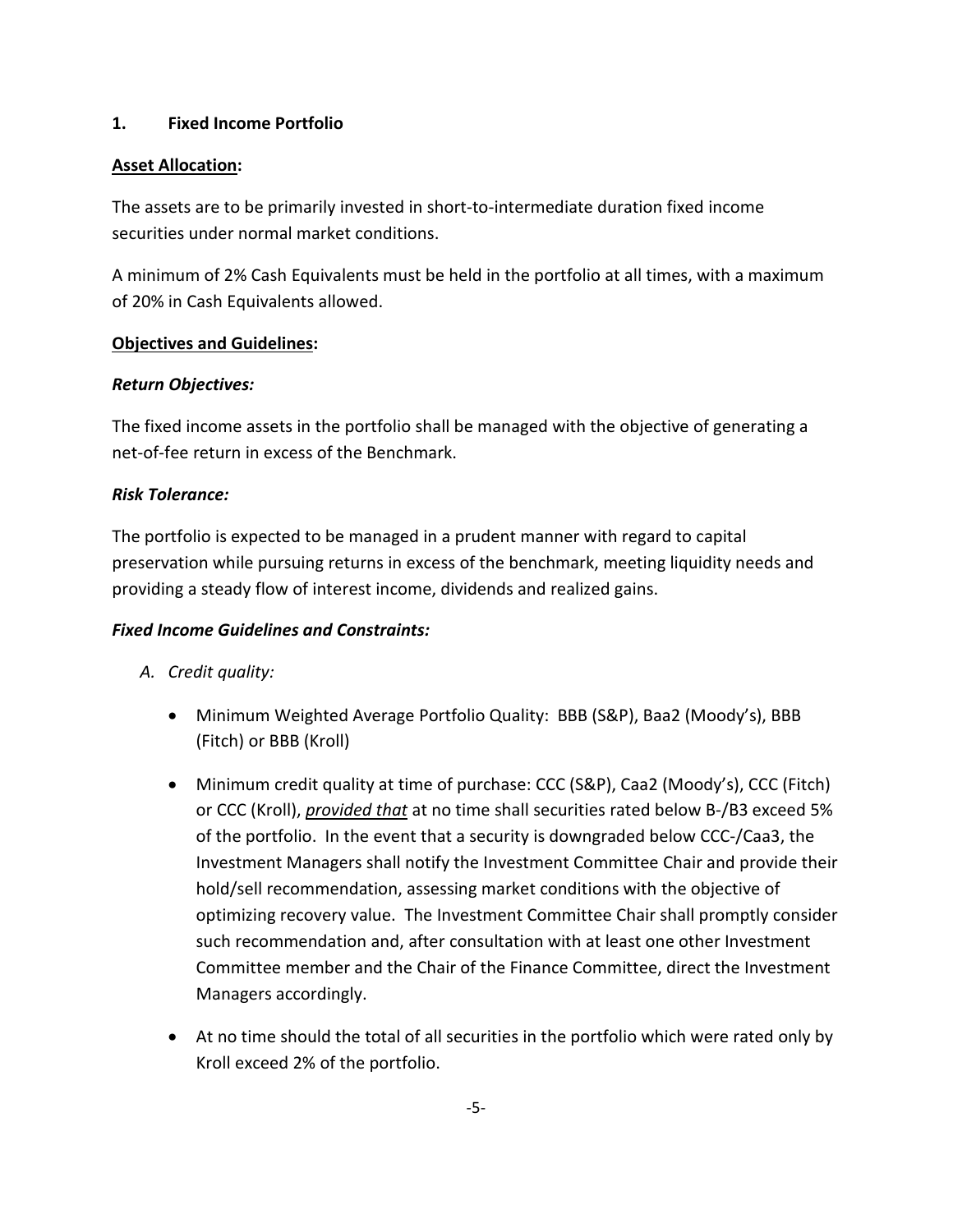## 1. Fixed Income Portfolio

**<u>Asset Allocation</u>:**

The assets are to be primarily invested in short-to-intermediate duration fixed income securities under normal market conditions.

A minimum of 2% Cash Equivalents must be held in the portfolio at all times, with a maximum of 20% in Cash Equivalents allowed.

**<u>Objectives and Guidelines</u>:**

***Return Objectives:***

The fixed income assets in the portfolio shall be managed with the objective of generating a net-of-fee return in excess of the Benchmark.

***Risk Tolerance:***

The portfolio is expected to be managed in a prudent manner with regard to capital preservation while pursuing returns in excess of the benchmark, meeting liquidity needs and providing a steady flow of interest income, dividends and realized gains.

***Fixed Income Guidelines and Constraints:***

*A. Credit quality:*

- Minimum Weighted Average Portfolio Quality: BBB (S&P), Baa2 (Moody's), BBB (Fitch) or BBB (Kroll)
- Minimum credit quality at time of purchase: CCC (S&P), Caa2 (Moody's), CCC (Fitch) or CCC (Kroll), ***<u>provided that</u>*** at no time shall securities rated below B-/B3 exceed 5% of the portfolio. In the event that a security is downgraded below CCC-/Caa3, the Investment Managers shall notify the Investment Committee Chair and provide their hold/sell recommendation, assessing market conditions with the objective of optimizing recovery value. The Investment Committee Chair shall promptly consider such recommendation and, after consultation with at least one other Investment Committee member and the Chair of the Finance Committee, direct the Investment Managers accordingly.
- At no time should the total of all securities in the portfolio which were rated only by Kroll exceed 2% of the portfolio.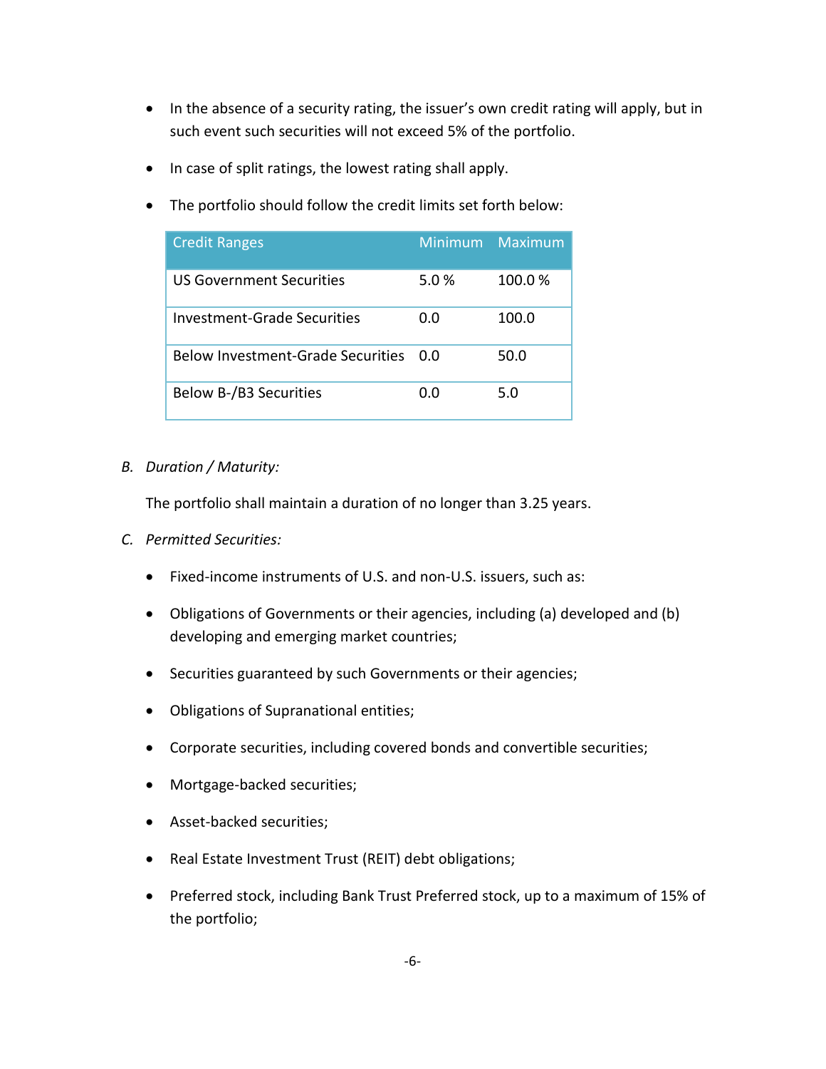- In the absence of a security rating, the issuer's own credit rating will apply, but in such event such securities will not exceed 5% of the portfolio.
- In case of split ratings, the lowest rating shall apply.
- The portfolio should follow the credit limits set forth below:

| Credit Ranges | Minimum | Maximum |
|---|---|---|
| US Government Securities | 5.0 % | 100.0 % |
| Investment-Grade Securities | 0.0 | 100.0 |
| Below Investment-Grade Securities | 0.0 | 50.0 |
| Below B-/B3 Securities | 0.0 | 5.0 |

*B. Duration / Maturity:*

The portfolio shall maintain a duration of no longer than 3.25 years.

*C. Permitted Securities:*

- Fixed-income instruments of U.S. and non-U.S. issuers, such as:
- Obligations of Governments or their agencies, including (a) developed and (b) developing and emerging market countries;
- Securities guaranteed by such Governments or their agencies;
- Obligations of Supranational entities;
- Corporate securities, including covered bonds and convertible securities;
- Mortgage-backed securities;
- Asset-backed securities;
- Real Estate Investment Trust (REIT) debt obligations;
- Preferred stock, including Bank Trust Preferred stock, up to a maximum of 15% of the portfolio;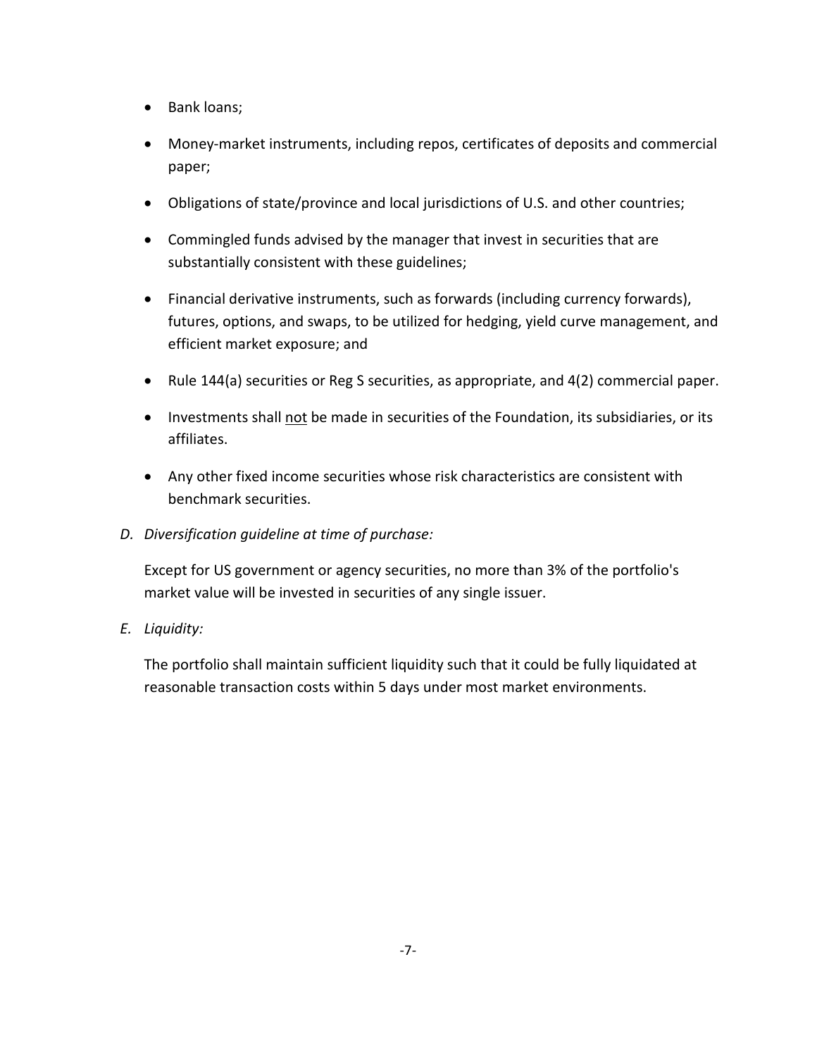- Bank loans;
- Money-market instruments, including repos, certificates of deposits and commercial paper;
- Obligations of state/province and local jurisdictions of U.S. and other countries;
- Commingled funds advised by the manager that invest in securities that are substantially consistent with these guidelines;
- Financial derivative instruments, such as forwards (including currency forwards), futures, options, and swaps, to be utilized for hedging, yield curve management, and efficient market exposure; and
- Rule 144(a) securities or Reg S securities, as appropriate, and 4(2) commercial paper.
- Investments shall <u>not</u> be made in securities of the Foundation, its subsidiaries, or its affiliates.
- Any other fixed income securities whose risk characteristics are consistent with benchmark securities.

*D. Diversification guideline at time of purchase:*

Except for US government or agency securities, no more than 3% of the portfolio's market value will be invested in securities of any single issuer.

*E. Liquidity:*

The portfolio shall maintain sufficient liquidity such that it could be fully liquidated at reasonable transaction costs within 5 days under most market environments.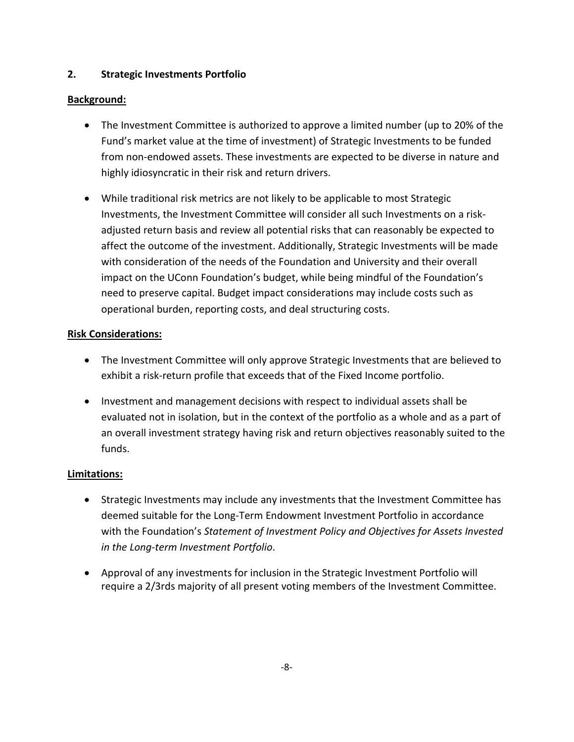## 2. Strategic Investments Portfolio

**Background:**

- The Investment Committee is authorized to approve a limited number (up to 20% of the Fund's market value at the time of investment) of Strategic Investments to be funded from non-endowed assets. These investments are expected to be diverse in nature and highly idiosyncratic in their risk and return drivers.
- While traditional risk metrics are not likely to be applicable to most Strategic Investments, the Investment Committee will consider all such Investments on a risk-adjusted return basis and review all potential risks that can reasonably be expected to affect the outcome of the investment. Additionally, Strategic Investments will be made with consideration of the needs of the Foundation and University and their overall impact on the UConn Foundation's budget, while being mindful of the Foundation's need to preserve capital. Budget impact considerations may include costs such as operational burden, reporting costs, and deal structuring costs.

**Risk Considerations:**

- The Investment Committee will only approve Strategic Investments that are believed to exhibit a risk-return profile that exceeds that of the Fixed Income portfolio.
- Investment and management decisions with respect to individual assets shall be evaluated not in isolation, but in the context of the portfolio as a whole and as a part of an overall investment strategy having risk and return objectives reasonably suited to the funds.

**Limitations:**

- Strategic Investments may include any investments that the Investment Committee has deemed suitable for the Long-Term Endowment Investment Portfolio in accordance with the Foundation's *Statement of Investment Policy and Objectives for Assets Invested in the Long-term Investment Portfolio*.
- Approval of any investments for inclusion in the Strategic Investment Portfolio will require a 2/3rds majority of all present voting members of the Investment Committee.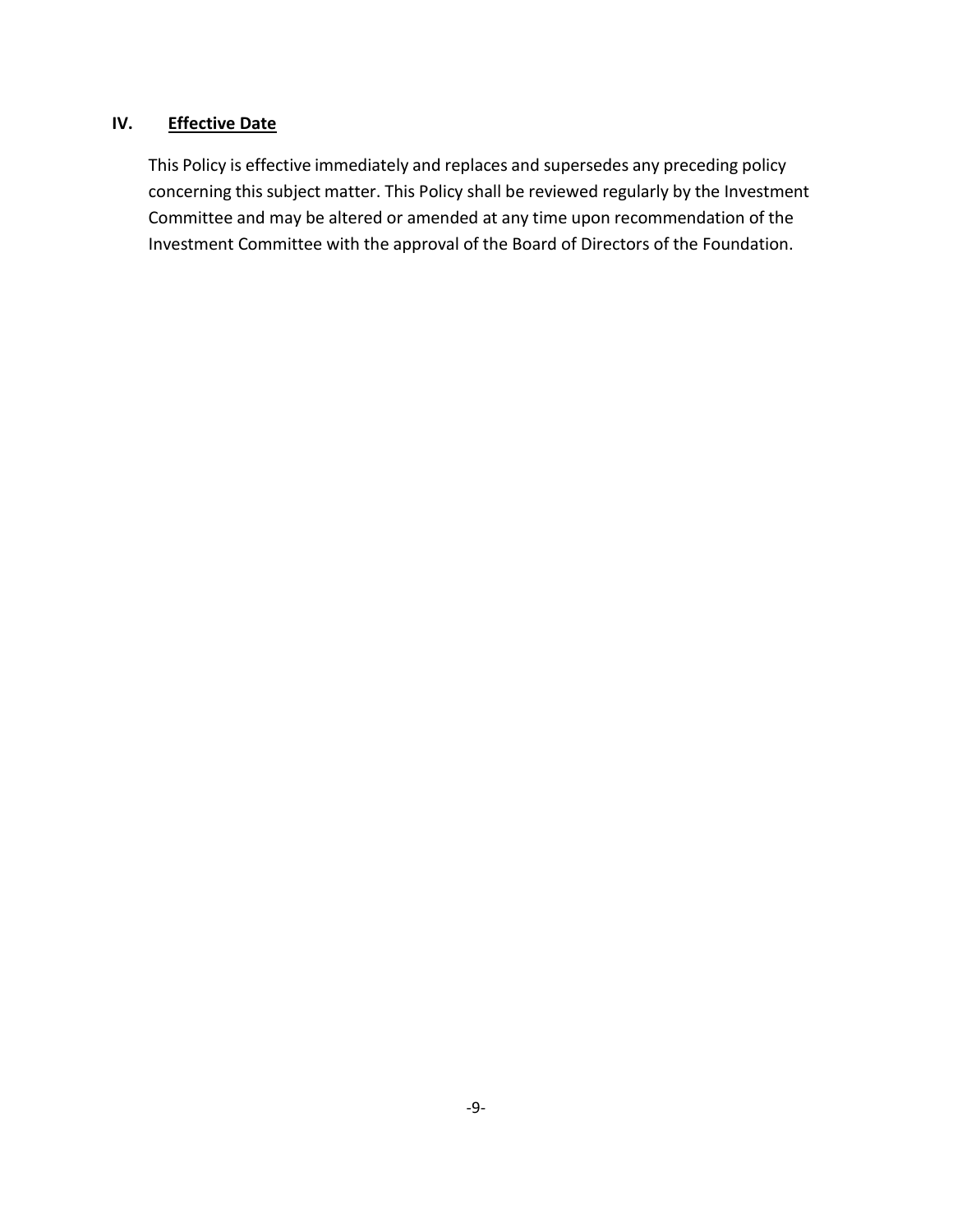## IV. <u>Effective Date</u>

This Policy is effective immediately and replaces and supersedes any preceding policy concerning this subject matter. This Policy shall be reviewed regularly by the Investment Committee and may be altered or amended at any time upon recommendation of the Investment Committee with the approval of the Board of Directors of the Foundation.